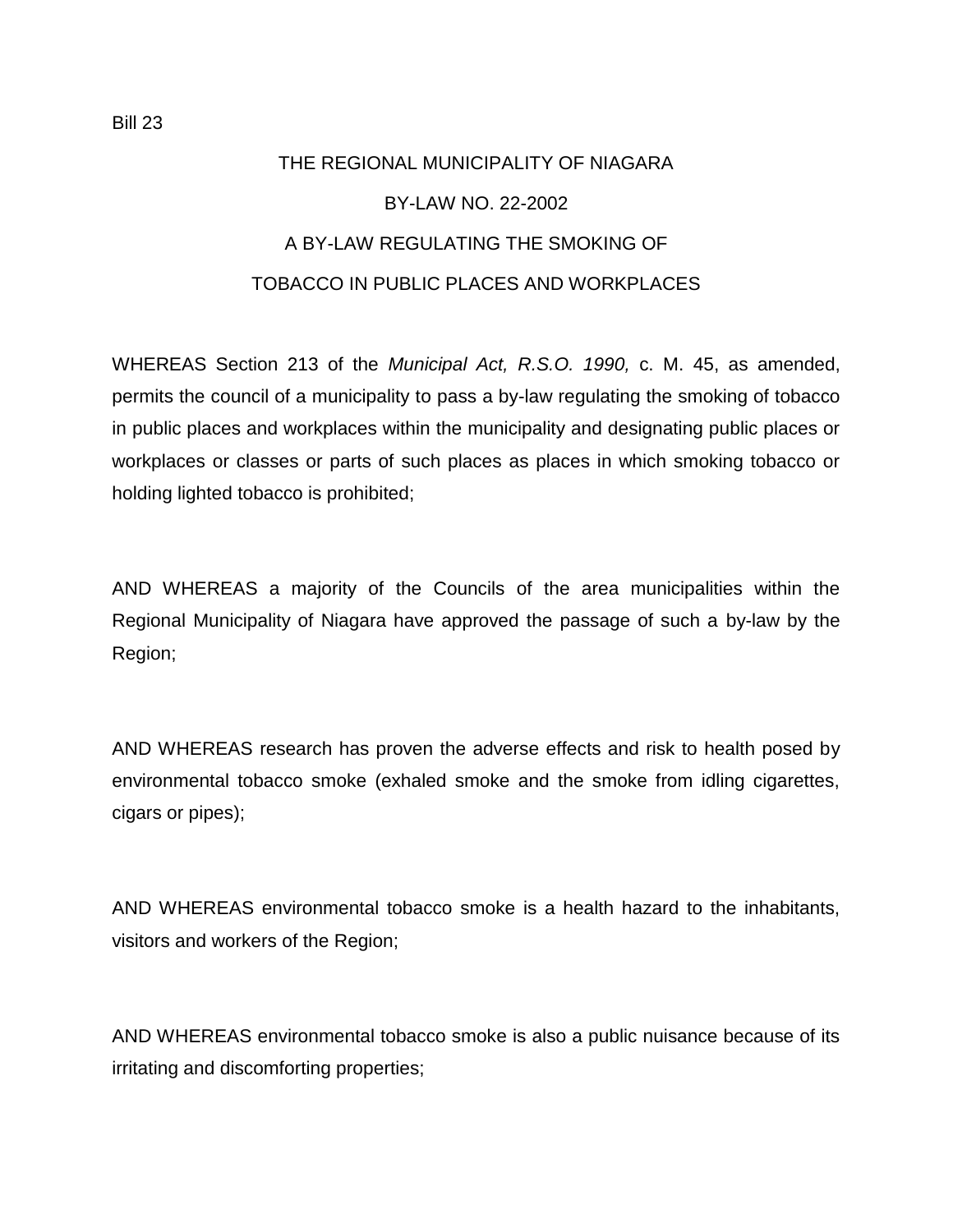Bill 23

# THE REGIONAL MUNICIPALITY OF NIAGARA

## BY-LAW NO. 22-2002

## A BY-LAW REGULATING THE SMOKING OF TOBACCO IN PUBLIC PLACES AND WORKPLACES

WHEREAS Section 213 of the *Municipal Act, R.S.O. 1990,* c. M. 45, as amended, permits the council of a municipality to pass a by-law regulating the smoking of tobacco in public places and workplaces within the municipality and designating public places or workplaces or classes or parts of such places as places in which smoking tobacco or holding lighted tobacco is prohibited;

AND WHEREAS a majority of the Councils of the area municipalities within the Regional Municipality of Niagara have approved the passage of such a by-law by the Region;

AND WHEREAS research has proven the adverse effects and risk to health posed by environmental tobacco smoke (exhaled smoke and the smoke from idling cigarettes, cigars or pipes);

AND WHEREAS environmental tobacco smoke is a health hazard to the inhabitants, visitors and workers of the Region;

AND WHEREAS environmental tobacco smoke is also a public nuisance because of its irritating and discomforting properties;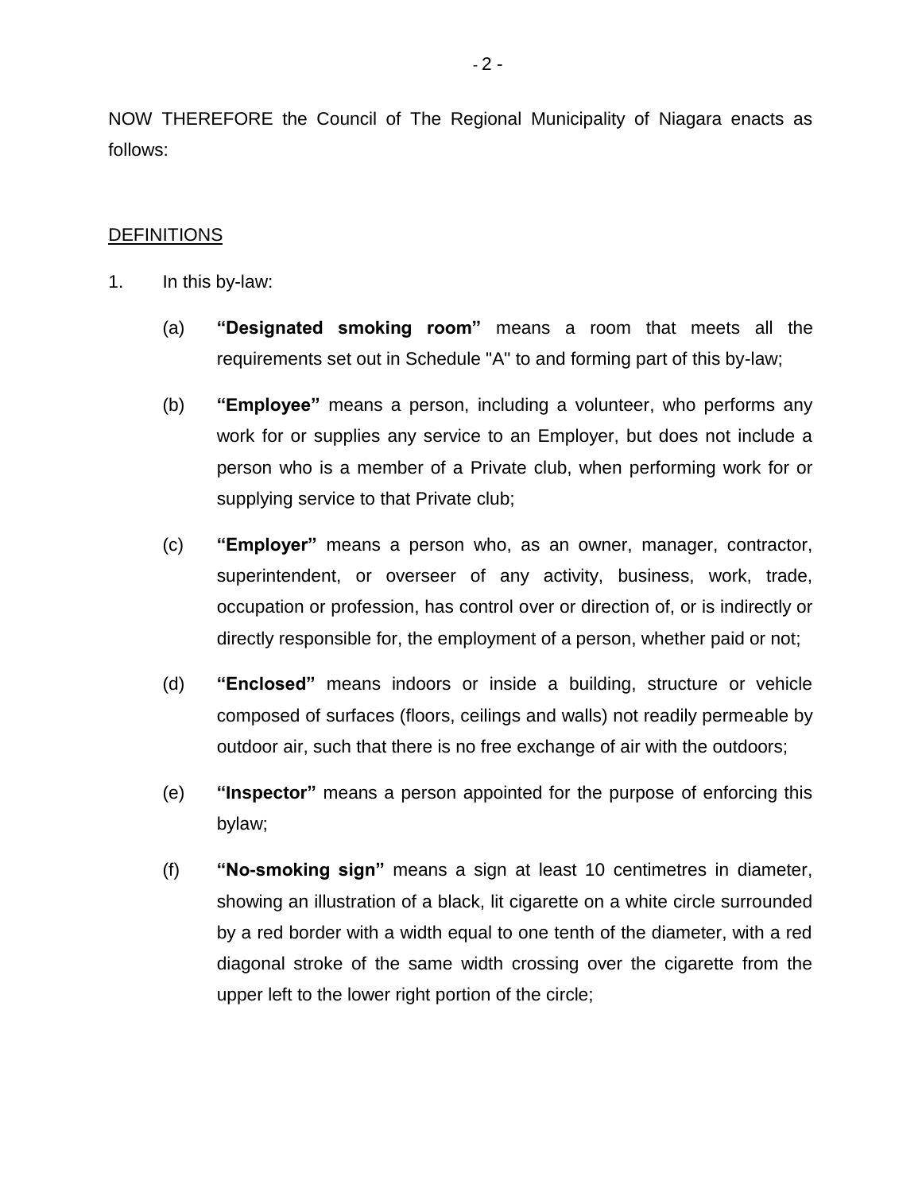NOW THEREFORE the Council of The Regional Municipality of Niagara enacts as follows:

DEFINITIONS

1. In this by-law:

   (a) **"Designated smoking room"** means a room that meets all the requirements set out in Schedule "A" to and forming part of this by-law;

   (b) **"Employee"** means a person, including a volunteer, who performs any work for or supplies any service to an Employer, but does not include a person who is a member of a Private club, when performing work for or supplying service to that Private club;

   (c) **"Employer"** means a person who, as an owner, manager, contractor, superintendent, or overseer of any activity, business, work, trade, occupation or profession, has control over or direction of, or is indirectly or directly responsible for, the employment of a person, whether paid or not;

   (d) **"Enclosed"** means indoors or inside a building, structure or vehicle composed of surfaces (floors, ceilings and walls) not readily permeable by outdoor air, such that there is no free exchange of air with the outdoors;

   (e) **"Inspector"** means a person appointed for the purpose of enforcing this bylaw;

   (f) **"No-smoking sign"** means a sign at least 10 centimetres in diameter, showing an illustration of a black, lit cigarette on a white circle surrounded by a red border with a width equal to one tenth of the diameter, with a red diagonal stroke of the same width crossing over the cigarette from the upper left to the lower right portion of the circle;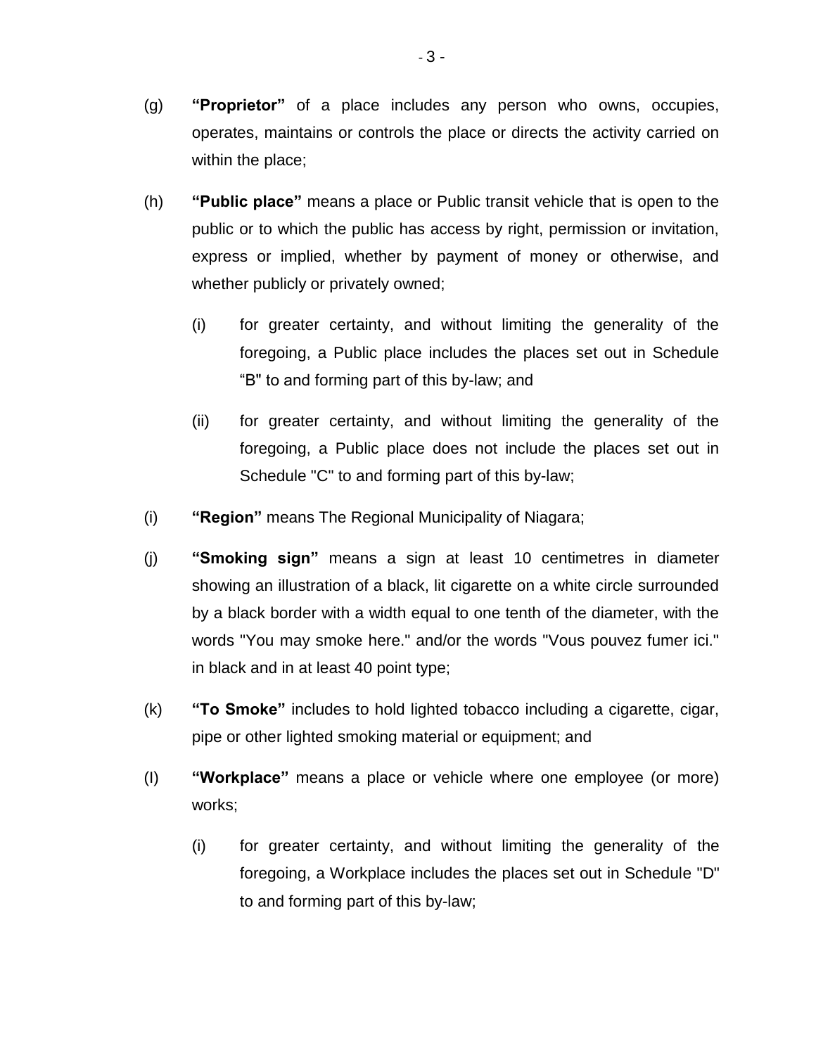(g) **"Proprietor"** of a place includes any person who owns, occupies, operates, maintains or controls the place or directs the activity carried on within the place;

(h) **"Public place"** means a place or Public transit vehicle that is open to the public or to which the public has access by right, permission or invitation, express or implied, whether by payment of money or otherwise, and whether publicly or privately owned;

  (i) for greater certainty, and without limiting the generality of the foregoing, a Public place includes the places set out in Schedule "B" to and forming part of this by-law; and

  (ii) for greater certainty, and without limiting the generality of the foregoing, a Public place does not include the places set out in Schedule "C" to and forming part of this by-law;

(i) **"Region"** means The Regional Municipality of Niagara;

(j) **"Smoking sign"** means a sign at least 10 centimetres in diameter showing an illustration of a black, lit cigarette on a white circle surrounded by a black border with a width equal to one tenth of the diameter, with the words "You may smoke here." and/or the words "Vous pouvez fumer ici." in black and in at least 40 point type;

(k) **"To Smoke"** includes to hold lighted tobacco including a cigarette, cigar, pipe or other lighted smoking material or equipment; and

(l) **"Workplace"** means a place or vehicle where one employee (or more) works;

  (i) for greater certainty, and without limiting the generality of the foregoing, a Workplace includes the places set out in Schedule "D" to and forming part of this by-law;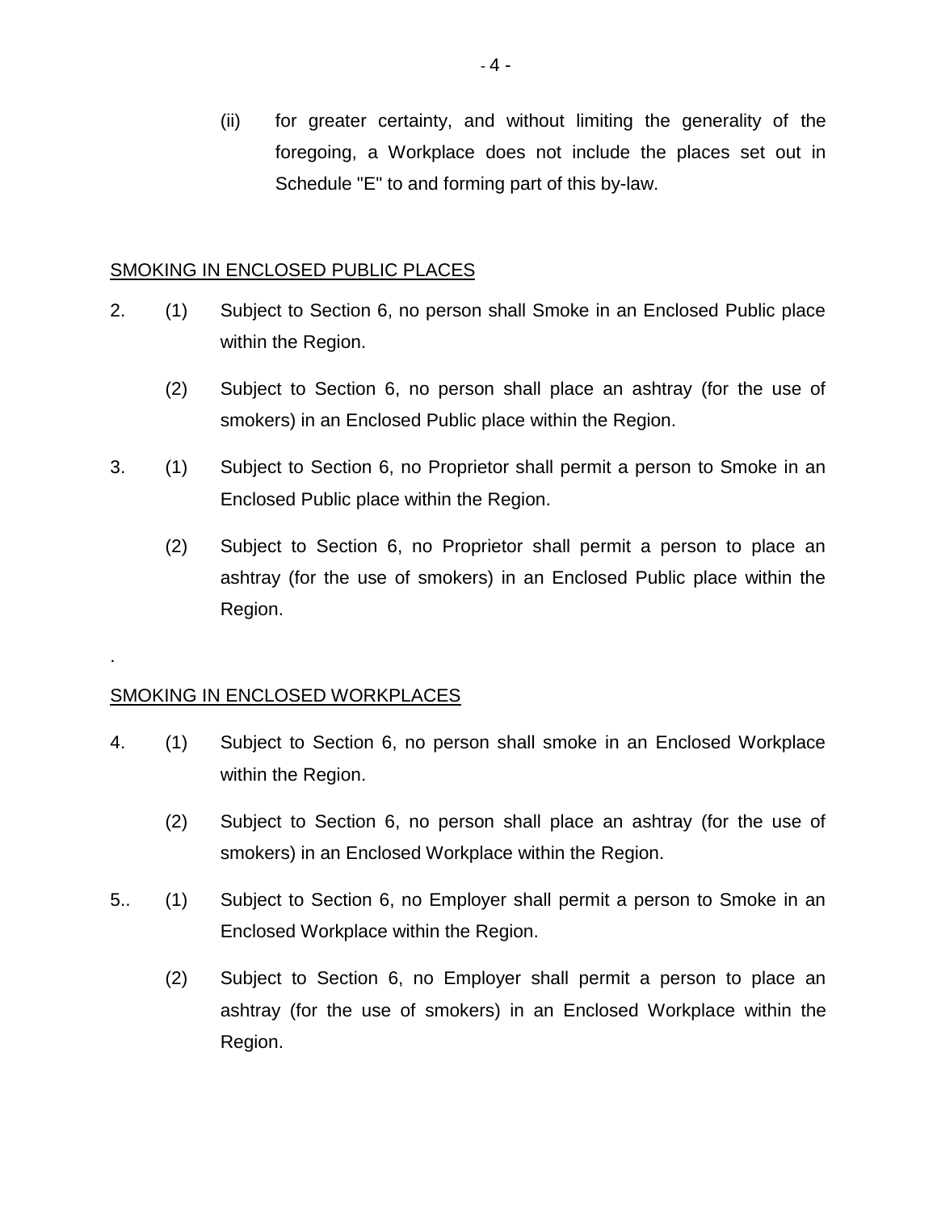(ii) for greater certainty, and without limiting the generality of the foregoing, a Workplace does not include the places set out in Schedule "E" to and forming part of this by-law.

SMOKING IN ENCLOSED PUBLIC PLACES

2. (1) Subject to Section 6, no person shall Smoke in an Enclosed Public place within the Region.

   (2) Subject to Section 6, no person shall place an ashtray (for the use of smokers) in an Enclosed Public place within the Region.

3. (1) Subject to Section 6, no Proprietor shall permit a person to Smoke in an Enclosed Public place within the Region.

   (2) Subject to Section 6, no Proprietor shall permit a person to place an ashtray (for the use of smokers) in an Enclosed Public place within the Region.

.

SMOKING IN ENCLOSED WORKPLACES

4. (1) Subject to Section 6, no person shall smoke in an Enclosed Workplace within the Region.

   (2) Subject to Section 6, no person shall place an ashtray (for the use of smokers) in an Enclosed Workplace within the Region.

5.. (1) Subject to Section 6, no Employer shall permit a person to Smoke in an Enclosed Workplace within the Region.

   (2) Subject to Section 6, no Employer shall permit a person to place an ashtray (for the use of smokers) in an Enclosed Workplace within the Region.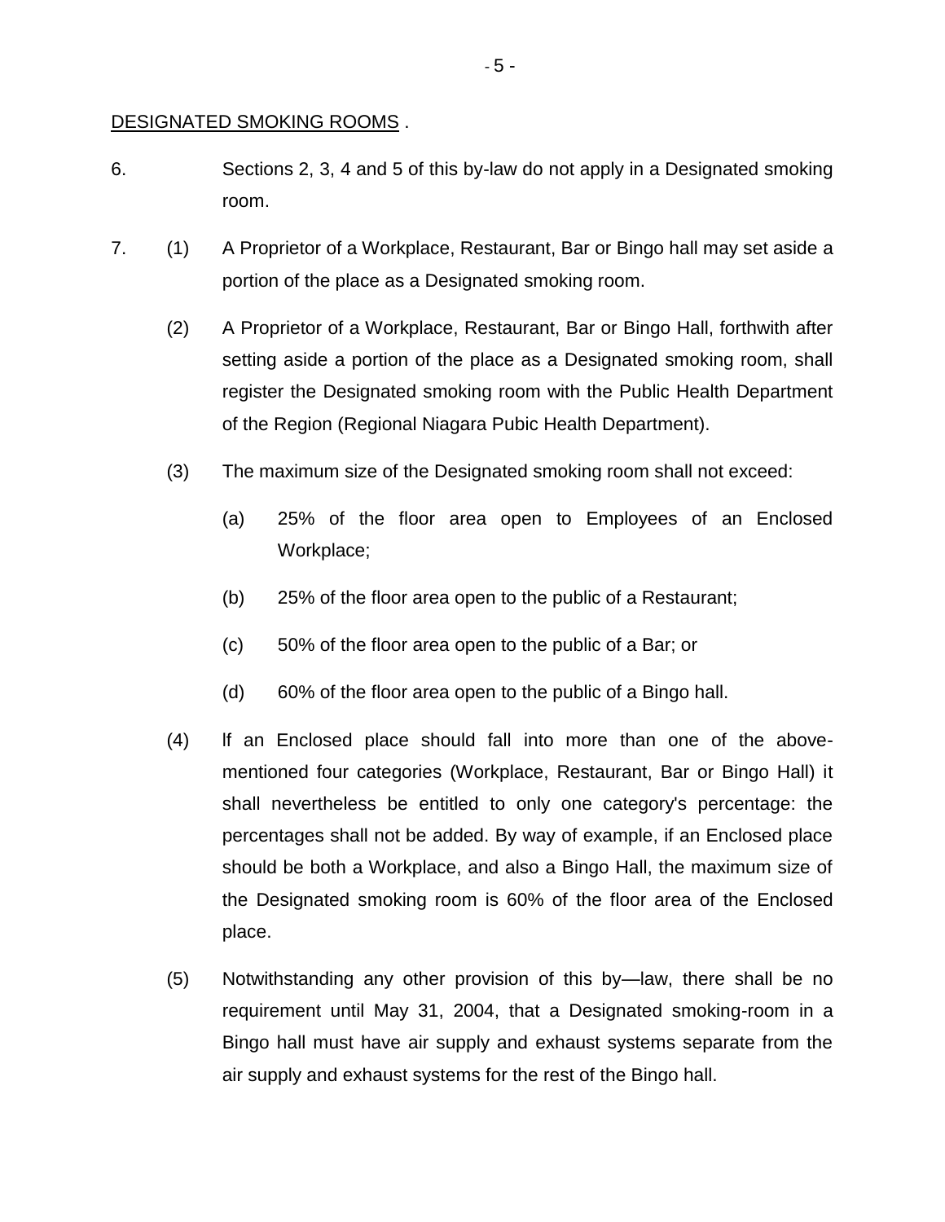DESIGNATED SMOKING ROOMS .

6. Sections 2, 3, 4 and 5 of this by-law do not apply in a Designated smoking room.

7. (1) A Proprietor of a Workplace, Restaurant, Bar or Bingo hall may set aside a portion of the place as a Designated smoking room.

(2) A Proprietor of a Workplace, Restaurant, Bar or Bingo Hall, forthwith after setting aside a portion of the place as a Designated smoking room, shall register the Designated smoking room with the Public Health Department of the Region (Regional Niagara Pubic Health Department).

(3) The maximum size of the Designated smoking room shall not exceed:

(a) 25% of the floor area open to Employees of an Enclosed Workplace;

(b) 25% of the floor area open to the public of a Restaurant;

(c) 50% of the floor area open to the public of a Bar; or

(d) 60% of the floor area open to the public of a Bingo hall.

(4) If an Enclosed place should fall into more than one of the above-mentioned four categories (Workplace, Restaurant, Bar or Bingo Hall) it shall nevertheless be entitled to only one category's percentage: the percentages shall not be added. By way of example, if an Enclosed place should be both a Workplace, and also a Bingo Hall, the maximum size of the Designated smoking room is 60% of the floor area of the Enclosed place.

(5) Notwithstanding any other provision of this by—law, there shall be no requirement until May 31, 2004, that a Designated smoking-room in a Bingo hall must have air supply and exhaust systems separate from the air supply and exhaust systems for the rest of the Bingo hall.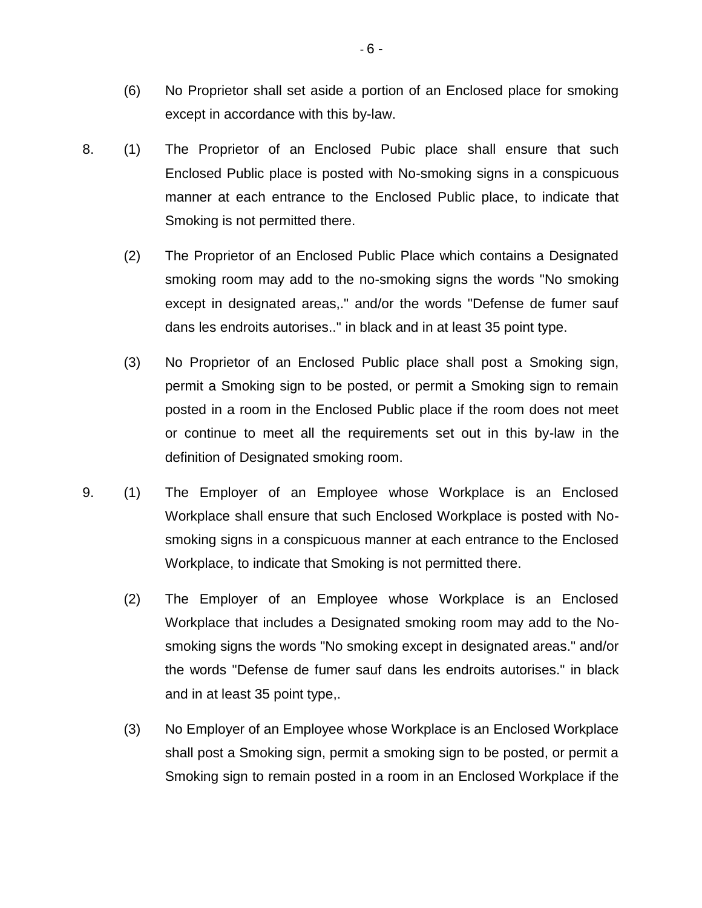(6) No Proprietor shall set aside a portion of an Enclosed place for smoking except in accordance with this by-law.

8. (1) The Proprietor of an Enclosed Pubic place shall ensure that such Enclosed Public place is posted with No-smoking signs in a conspicuous manner at each entrance to the Enclosed Public place, to indicate that Smoking is not permitted there.

(2) The Proprietor of an Enclosed Public Place which contains a Designated smoking room may add to the no-smoking signs the words "No smoking except in designated areas,." and/or the words "Defense de fumer sauf dans les endroits autorises.." in black and in at least 35 point type.

(3) No Proprietor of an Enclosed Public place shall post a Smoking sign, permit a Smoking sign to be posted, or permit a Smoking sign to remain posted in a room in the Enclosed Public place if the room does not meet or continue to meet all the requirements set out in this by-law in the definition of Designated smoking room.

9. (1) The Employer of an Employee whose Workplace is an Enclosed Workplace shall ensure that such Enclosed Workplace is posted with No-smoking signs in a conspicuous manner at each entrance to the Enclosed Workplace, to indicate that Smoking is not permitted there.

(2) The Employer of an Employee whose Workplace is an Enclosed Workplace that includes a Designated smoking room may add to the No-smoking signs the words "No smoking except in designated areas." and/or the words "Defense de fumer sauf dans les endroits autorises." in black and in at least 35 point type,.

(3) No Employer of an Employee whose Workplace is an Enclosed Workplace shall post a Smoking sign, permit a smoking sign to be posted, or permit a Smoking sign to remain posted in a room in an Enclosed Workplace if the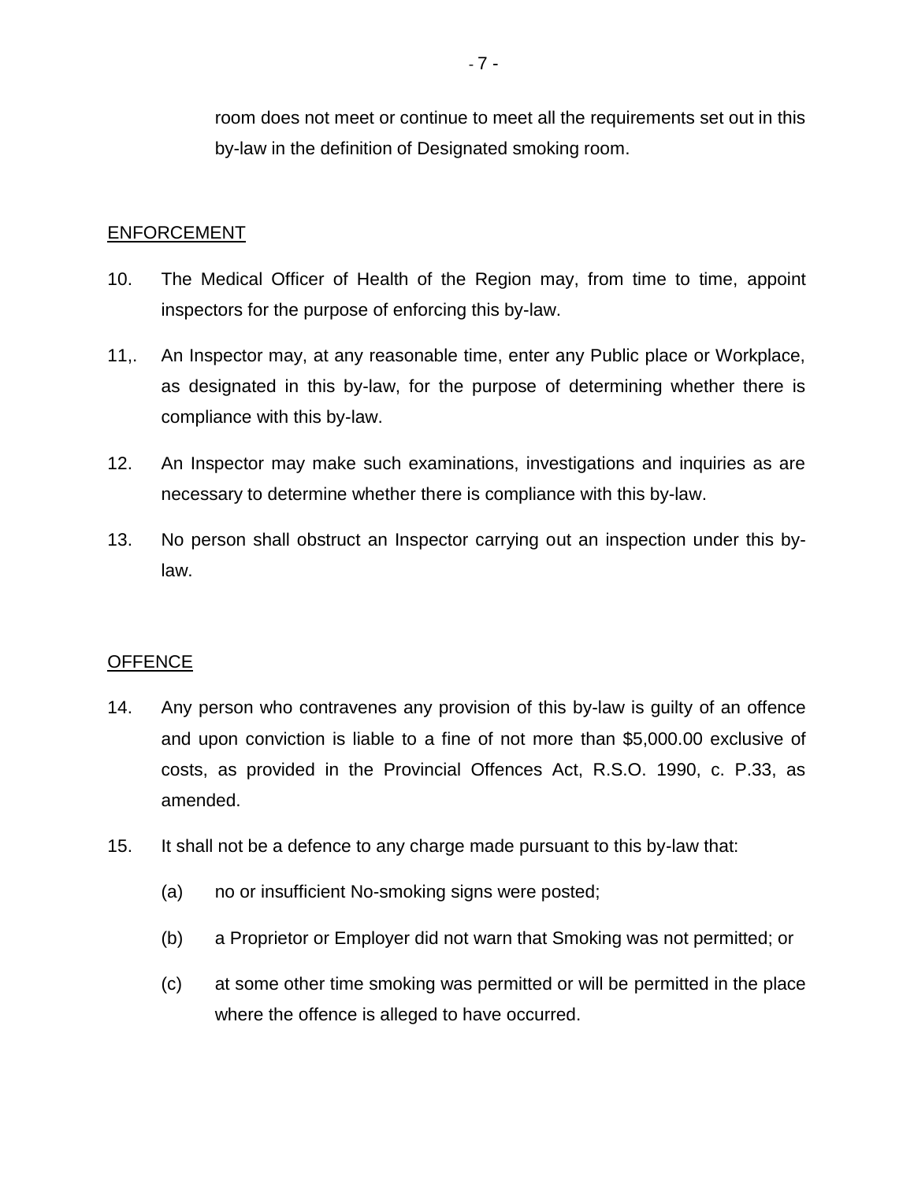room does not meet or continue to meet all the requirements set out in this by-law in the definition of Designated smoking room.

## ENFORCEMENT

10. The Medical Officer of Health of the Region may, from time to time, appoint inspectors for the purpose of enforcing this by-law.

11,. An Inspector may, at any reasonable time, enter any Public place or Workplace, as designated in this by-law, for the purpose of determining whether there is compliance with this by-law.

12. An Inspector may make such examinations, investigations and inquiries as are necessary to determine whether there is compliance with this by-law.

13. No person shall obstruct an Inspector carrying out an inspection under this by-law.

## OFFENCE

14. Any person who contravenes any provision of this by-law is guilty of an offence and upon conviction is liable to a fine of not more than $5,000.00 exclusive of costs, as provided in the Provincial Offences Act, R.S.O. 1990, c. P.33, as amended.

15. It shall not be a defence to any charge made pursuant to this by-law that:

    (a) no or insufficient No-smoking signs were posted;

    (b) a Proprietor or Employer did not warn that Smoking was not permitted; or

    (c) at some other time smoking was permitted or will be permitted in the place where the offence is alleged to have occurred.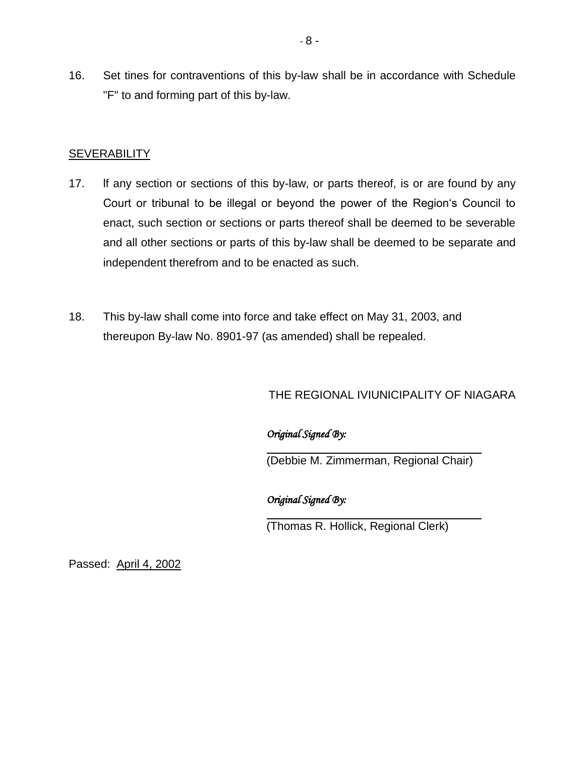16. Set tines for contraventions of this by-law shall be in accordance with Schedule "F" to and forming part of this by-law.

<u>SEVERABILITY</u>

17. lf any section or sections of this by-law, or parts thereof, is or are found by any Court or tribunal to be illegal or beyond the power of the Region's Council to enact, such section or sections or parts thereof shall be deemed to be severable and all other sections or parts of this by-law shall be deemed to be separate and independent therefrom and to be enacted as such.

18. This by-law shall come into force and take effect on May 31, 2003, and thereupon By-law No. 8901-97 (as amended) shall be repealed.

THE REGIONAL IVIUNICIPALITY OF NIAGARA

*Original Signed By:*

(Debbie M. Zimmerman, Regional Chair)

*Original Signed By:*

(Thomas R. Hollick, Regional Clerk)

Passed: <u>April 4, 2002</u>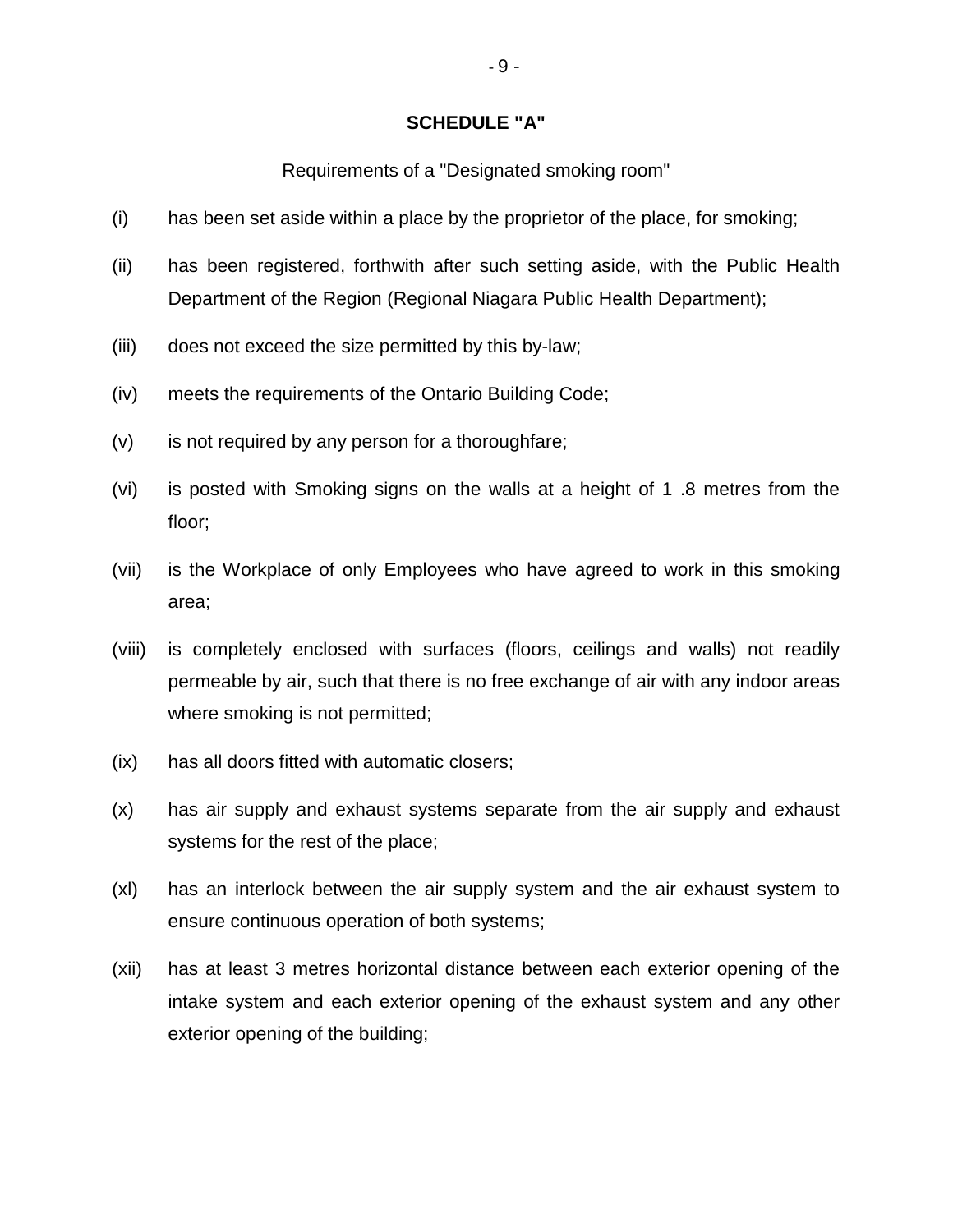## SCHEDULE "A"

Requirements of a "Designated smoking room"

(i) has been set aside within a place by the proprietor of the place, for smoking;

(ii) has been registered, forthwith after such setting aside, with the Public Health Department of the Region (Regional Niagara Public Health Department);

(iii) does not exceed the size permitted by this by-law;

(iv) meets the requirements of the Ontario Building Code;

(v) is not required by any person for a thoroughfare;

(vi) is posted with Smoking signs on the walls at a height of 1 .8 metres from the floor;

(vii) is the Workplace of only Employees who have agreed to work in this smoking area;

(viii) is completely enclosed with surfaces (floors, ceilings and walls) not readily permeable by air, such that there is no free exchange of air with any indoor areas where smoking is not permitted;

(ix) has all doors fitted with automatic closers;

(x) has air supply and exhaust systems separate from the air supply and exhaust systems for the rest of the place;

(xl) has an interlock between the air supply system and the air exhaust system to ensure continuous operation of both systems;

(xii) has at least 3 metres horizontal distance between each exterior opening of the intake system and each exterior opening of the exhaust system and any other exterior opening of the building;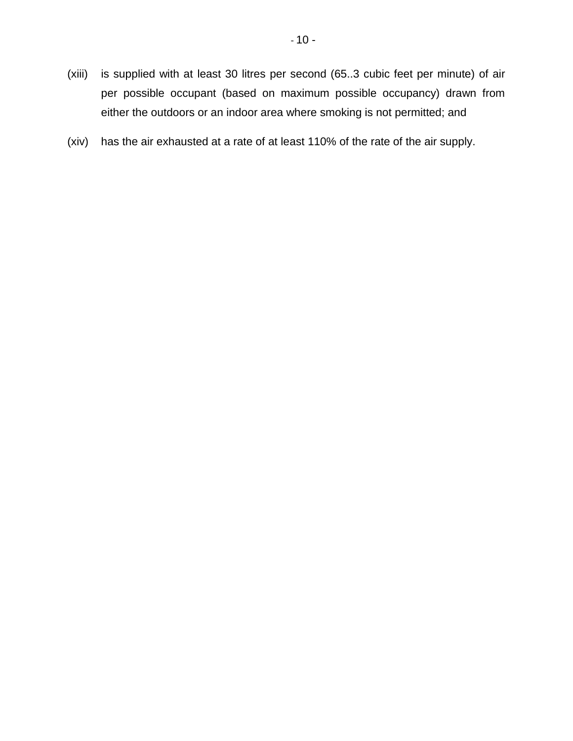(xiii) is supplied with at least 30 litres per second (65..3 cubic feet per minute) of air per possible occupant (based on maximum possible occupancy) drawn from either the outdoors or an indoor area where smoking is not permitted; and

(xiv) has the air exhausted at a rate of at least 110% of the rate of the air supply.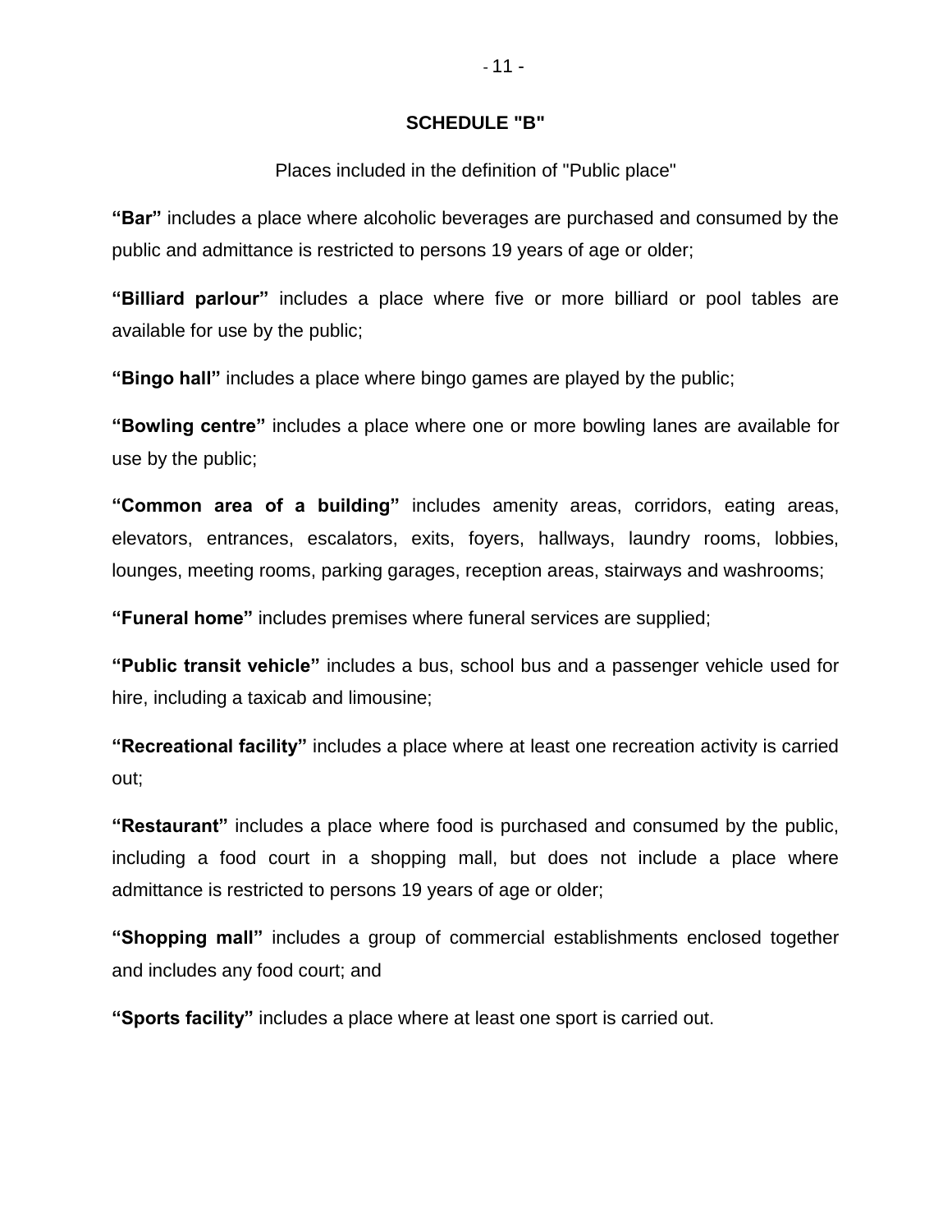## SCHEDULE "B"

Places included in the definition of "Public place"

**"Bar"** includes a place where alcoholic beverages are purchased and consumed by the public and admittance is restricted to persons 19 years of age or older;

**"Billiard parlour"** includes a place where five or more billiard or pool tables are available for use by the public;

**"Bingo hall"** includes a place where bingo games are played by the public;

**"Bowling centre"** includes a place where one or more bowling lanes are available for use by the public;

**"Common area of a building"** includes amenity areas, corridors, eating areas, elevators, entrances, escalators, exits, foyers, hallways, laundry rooms, lobbies, lounges, meeting rooms, parking garages, reception areas, stairways and washrooms;

**"Funeral home"** includes premises where funeral services are supplied;

**"Public transit vehicle"** includes a bus, school bus and a passenger vehicle used for hire, including a taxicab and limousine;

**"Recreational facility"** includes a place where at least one recreation activity is carried out;

**"Restaurant"** includes a place where food is purchased and consumed by the public, including a food court in a shopping mall, but does not include a place where admittance is restricted to persons 19 years of age or older;

**"Shopping mall"** includes a group of commercial establishments enclosed together and includes any food court; and

**"Sports facility"** includes a place where at least one sport is carried out.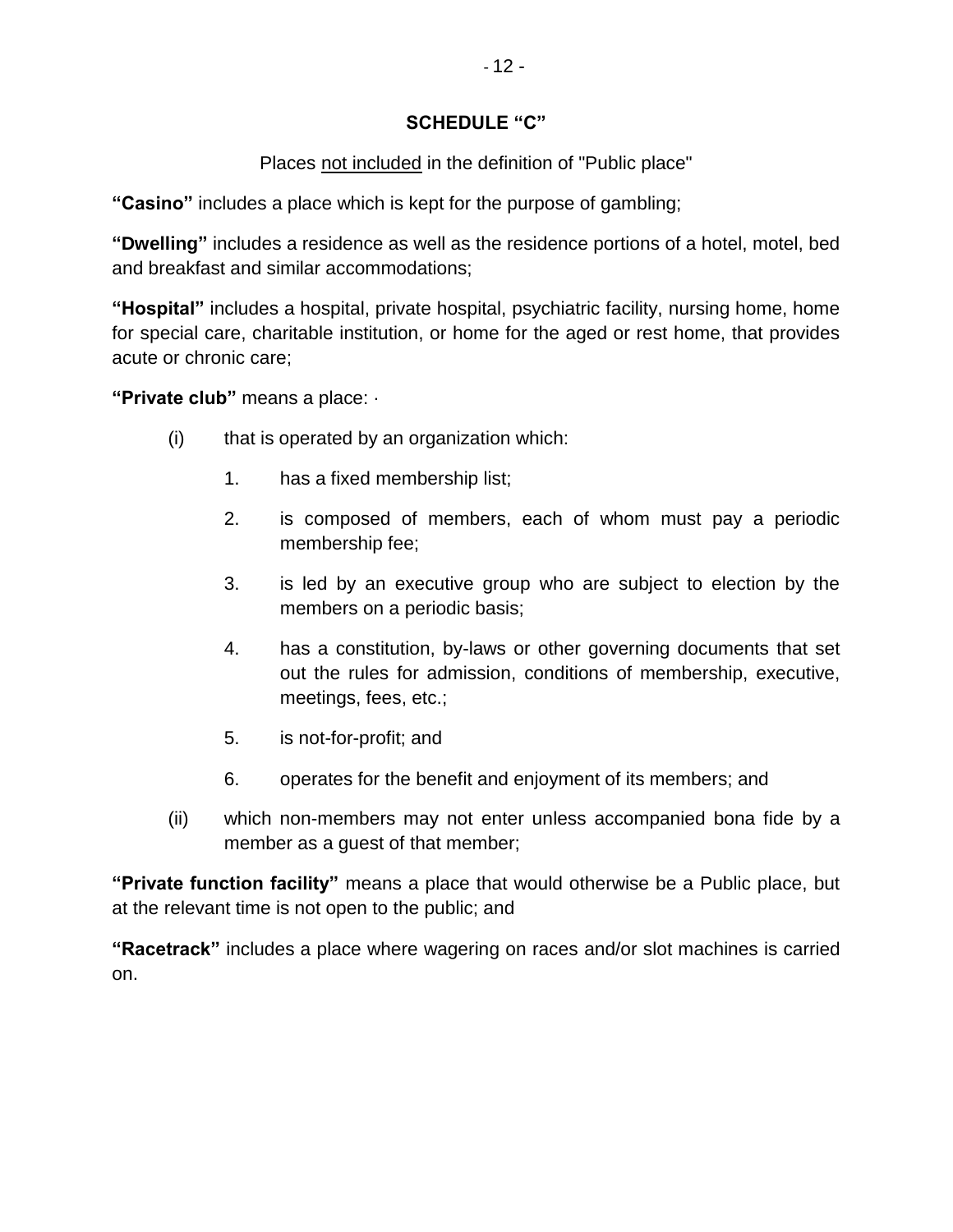# SCHEDULE "C"

Places not included in the definition of "Public place"

**"Casino"** includes a place which is kept for the purpose of gambling;

**"Dwelling"** includes a residence as well as the residence portions of a hotel, motel, bed and breakfast and similar accommodations;

**"Hospital"** includes a hospital, private hospital, psychiatric facility, nursing home, home for special care, charitable institution, or home for the aged or rest home, that provides acute or chronic care;

**"Private club"** means a place: ·

(i) that is operated by an organization which:

1. has a fixed membership list;
2. is composed of members, each of whom must pay a periodic membership fee;
3. is led by an executive group who are subject to election by the members on a periodic basis;
4. has a constitution, by-laws or other governing documents that set out the rules for admission, conditions of membership, executive, meetings, fees, etc.;
5. is not-for-profit; and
6. operates for the benefit and enjoyment of its members; and

(ii) which non-members may not enter unless accompanied bona fide by a member as a guest of that member;

**"Private function facility"** means a place that would otherwise be a Public place, but at the relevant time is not open to the public; and

**"Racetrack"** includes a place where wagering on races and/or slot machines is carried on.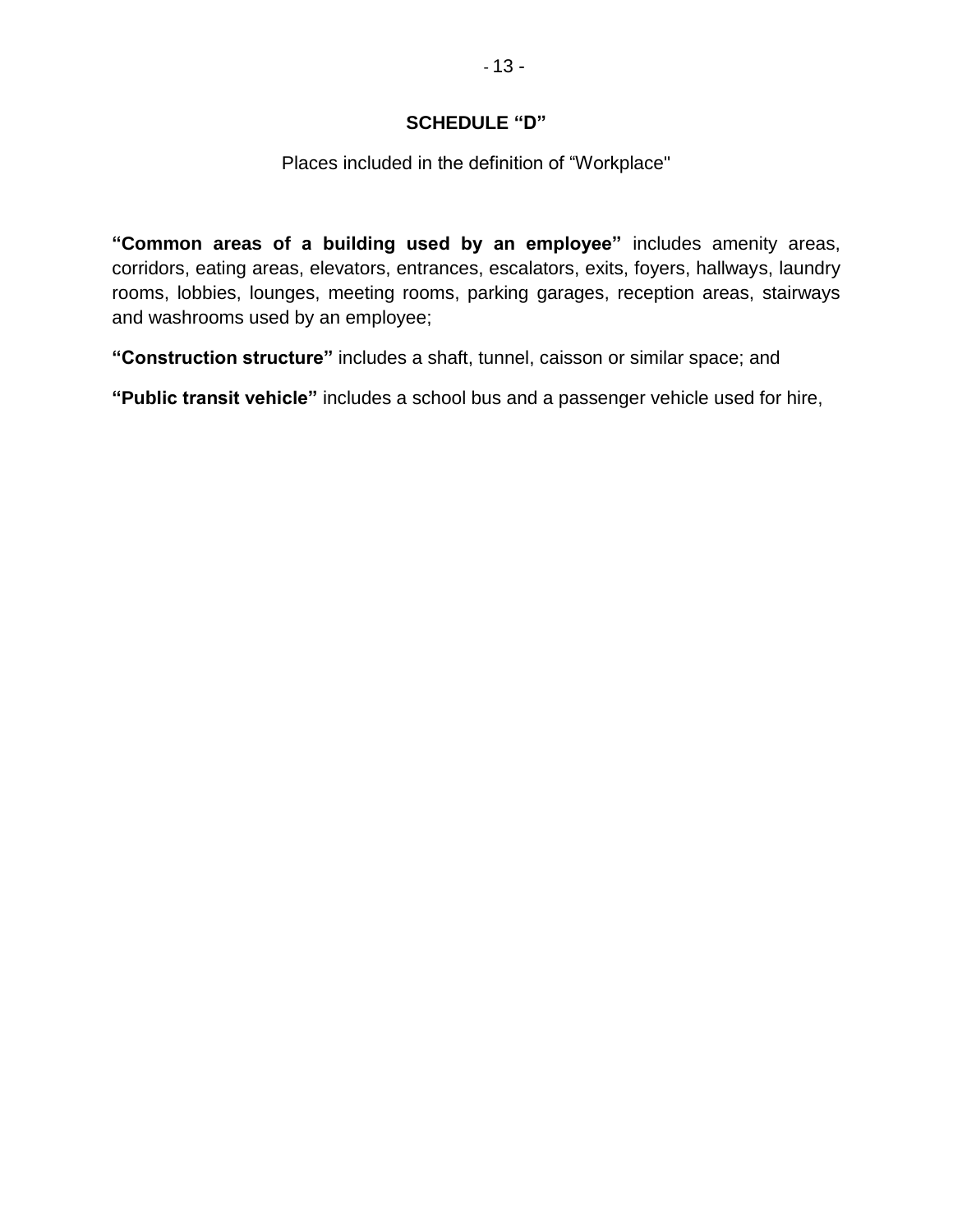## SCHEDULE “D”

Places included in the definition of “Workplace"

**“Common areas of a building used by an employee”** includes amenity areas, corridors, eating areas, elevators, entrances, escalators, exits, foyers, hallways, laundry rooms, lobbies, lounges, meeting rooms, parking garages, reception areas, stairways and washrooms used by an employee;

**“Construction structure”** includes a shaft, tunnel, caisson or similar space; and

**“Public transit vehicle”** includes a school bus and a passenger vehicle used for hire,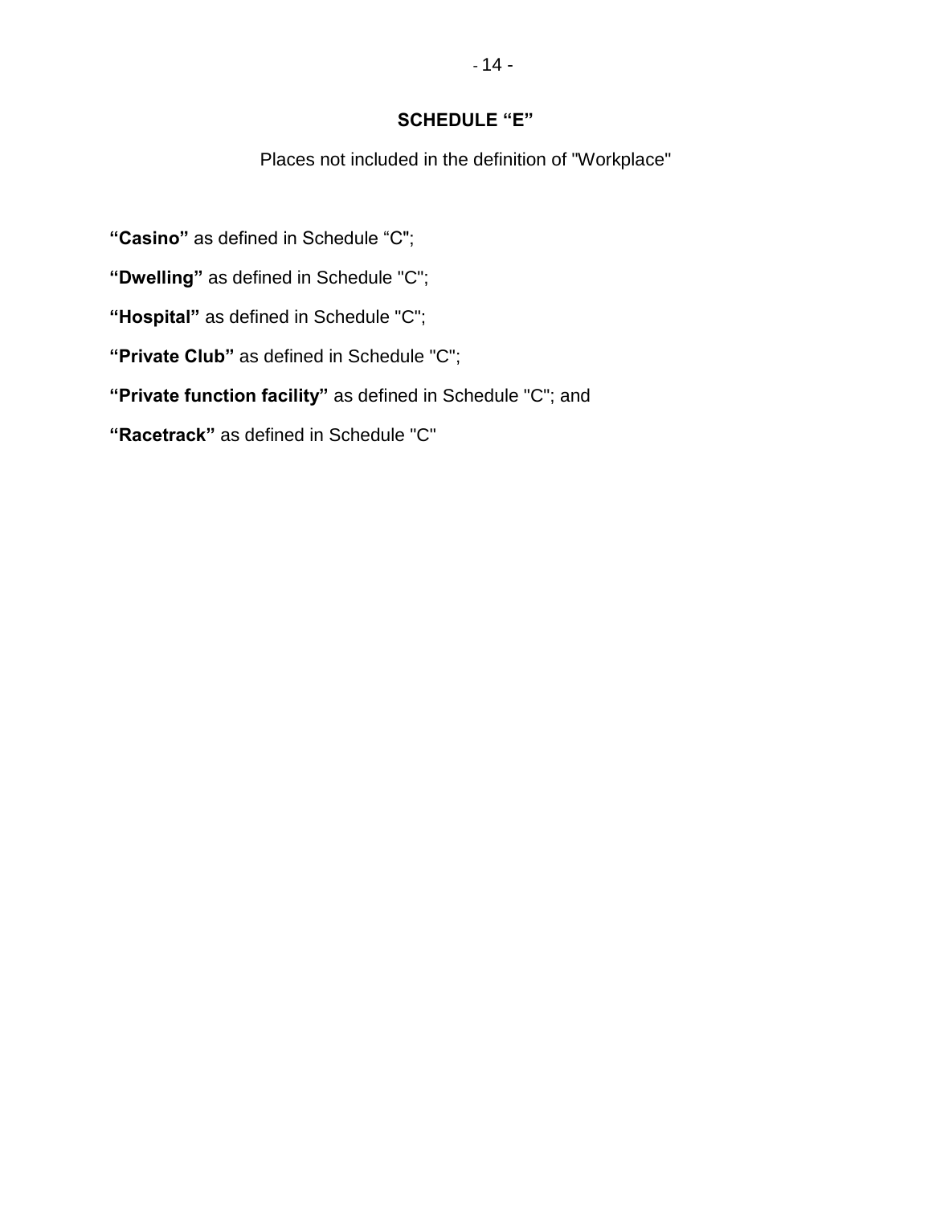## SCHEDULE “E”

Places not included in the definition of "Workplace"

**“Casino”** as defined in Schedule “C";

**“Dwelling”** as defined in Schedule "C";

**“Hospital”** as defined in Schedule "C";

**“Private Club”** as defined in Schedule "C";

**“Private function facility”** as defined in Schedule "C"; and

**“Racetrack”** as defined in Schedule "C"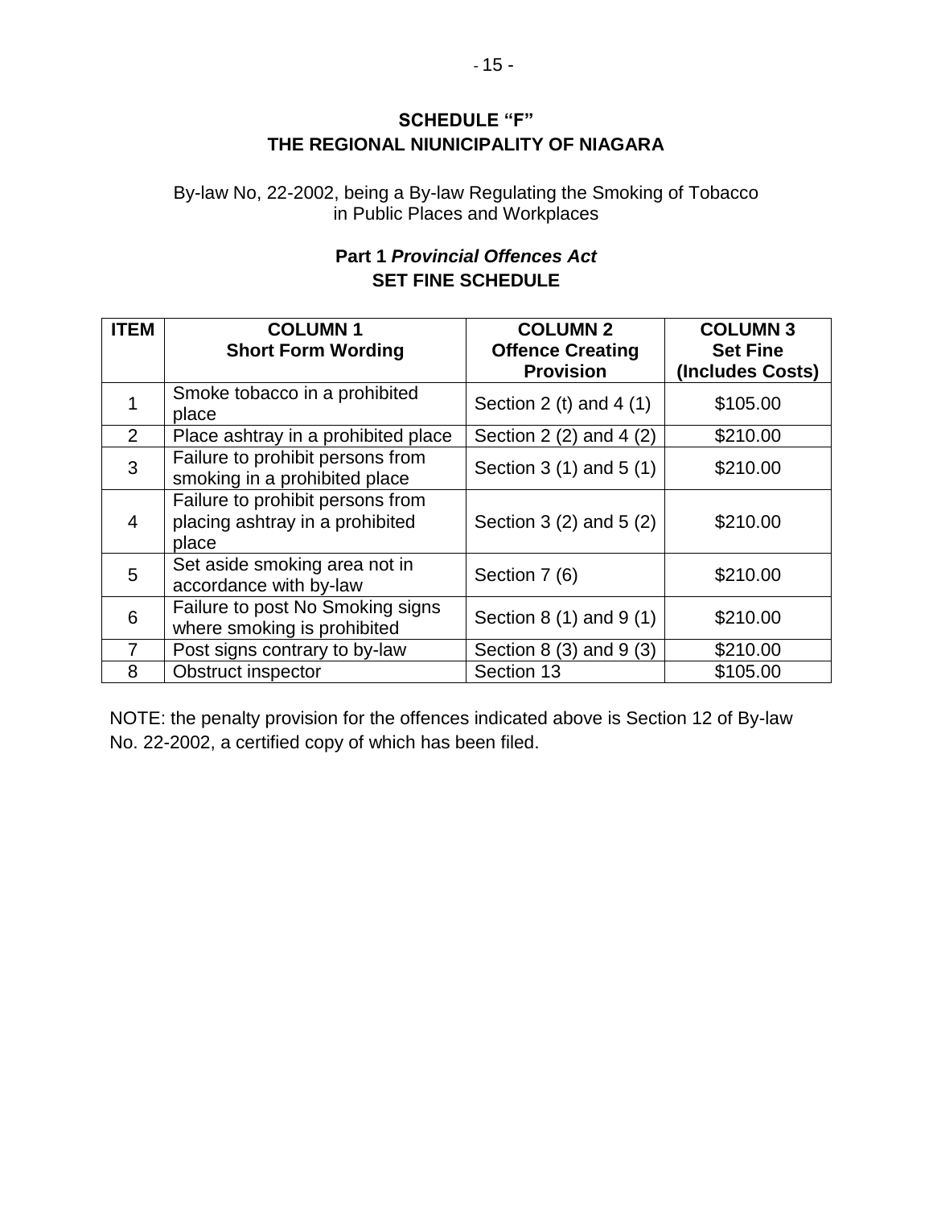## SCHEDULE "F"
## THE REGIONAL NIUNICIPALITY OF NIAGARA

By-law No, 22-2002, being a By-law Regulating the Smoking of Tobacco in Public Places and Workplaces

### Part 1 *Provincial Offences Act*
### SET FINE SCHEDULE

| ITEM | COLUMN 1<br>Short Form Wording | COLUMN 2<br>Offence Creating Provision | COLUMN 3<br>Set Fine (Includes Costs) |
|---|---|---|---|
| 1 | Smoke tobacco in a prohibited place | Section 2 (t) and 4 (1) | $105.00 |
| 2 | Place ashtray in a prohibited place | Section 2 (2) and 4 (2) | $210.00 |
| 3 | Failure to prohibit persons from smoking in a prohibited place | Section 3 (1) and 5 (1) | $210.00 |
| 4 | Failure to prohibit persons from placing ashtray in a prohibited place | Section 3 (2) and 5 (2) | $210.00 |
| 5 | Set aside smoking area not in accordance with by-law | Section 7 (6) | $210.00 |
| 6 | Failure to post No Smoking signs where smoking is prohibited | Section 8 (1) and 9 (1) | $210.00 |
| 7 | Post signs contrary to by-law | Section 8 (3) and 9 (3) | $210.00 |
| 8 | Obstruct inspector | Section 13 | $105.00 |

NOTE: the penalty provision for the offences indicated above is Section 12 of By-law No. 22-2002, a certified copy of which has been filed.